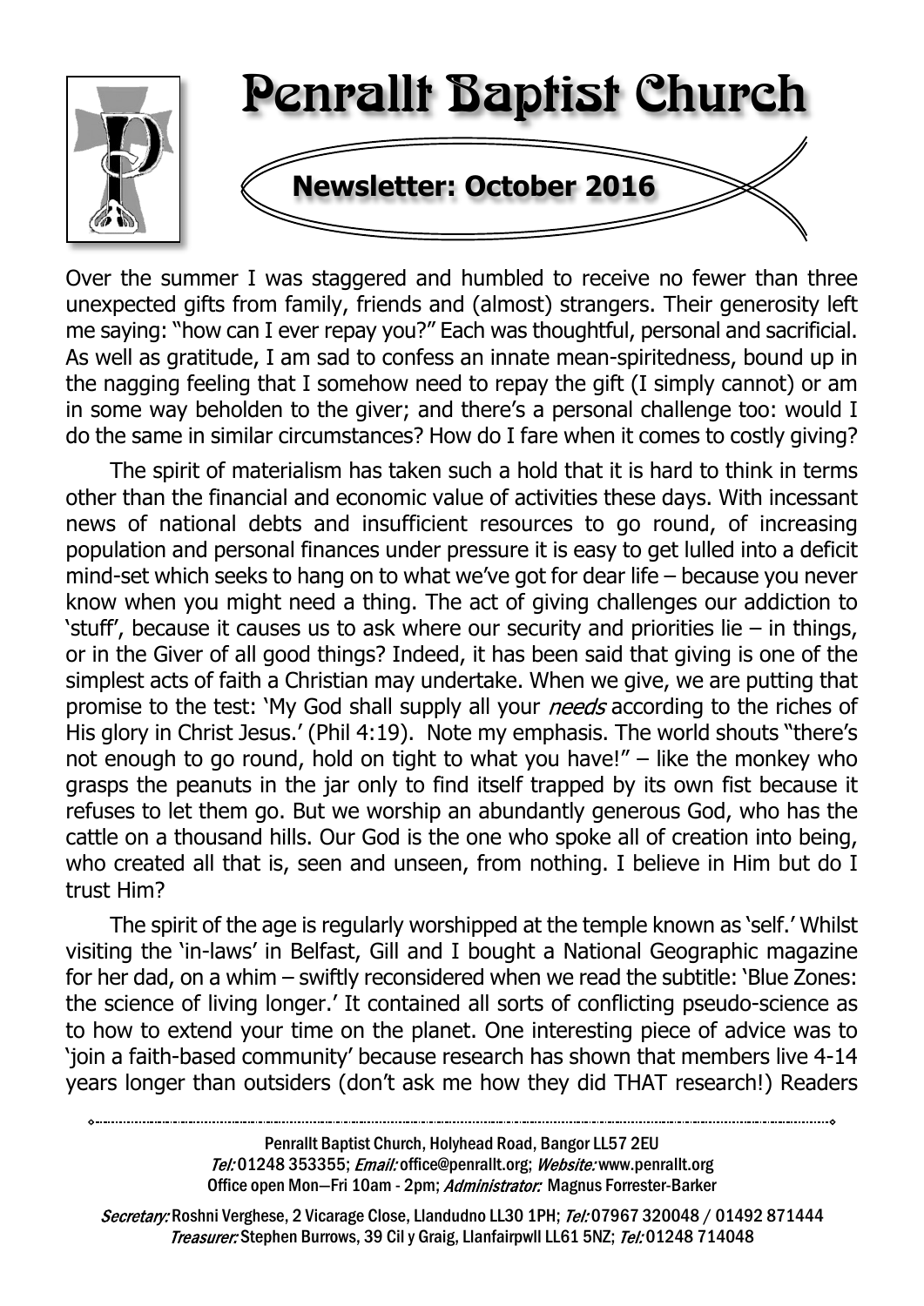# Penrallt Baptist Church

## Newsletter: October 2016

Over the summer I was staggered and humbled to receive no fewer than three unexpected gifts from family, friends and (almost) strangers. Their generosity left me saying: "how can I ever repay you?" Each was thoughtful, personal and sacrificial. As well as gratitude, I am sad to confess an innate mean-spiritedness, bound up in the nagging feeling that I somehow need to repay the gift (I simply cannot) or am in some way beholden to the giver; and there's a personal challenge too: would I do the same in similar circumstances? How do I fare when it comes to costly giving?

The spirit of materialism has taken such a hold that it is hard to think in terms other than the financial and economic value of activities these days. With incessant news of national debts and insufficient resources to go round, of increasing population and personal finances under pressure it is easy to get lulled into a deficit mind-set which seeks to hang on to what we've got for dear life – because you never know when you might need a thing. The act of giving challenges our addiction to 'stuff', because it causes us to ask where our security and priorities lie – in things, or in the Giver of all good things? Indeed, it has been said that giving is one of the simplest acts of faith a Christian may undertake. When we give, we are putting that promise to the test: 'My God shall supply all your *needs* according to the riches of His glory in Christ Jesus.' (Phil 4:19). Note my emphasis. The world shouts "there's not enough to go round, hold on tight to what you have!" – like the monkey who grasps the peanuts in the jar only to find itself trapped by its own fist because it refuses to let them go. But we worship an abundantly generous God, who has the cattle on a thousand hills. Our God is the one who spoke all of creation into being, who created all that is, seen and unseen, from nothing. I believe in Him but do I trust Him?

The spirit of the age is regularly worshipped at the temple known as 'self.' Whilst visiting the 'in-laws' in Belfast, Gill and I bought a National Geographic magazine for her dad, on a whim – swiftly reconsidered when we read the subtitle: 'Blue Zones: the science of living longer.' It contained all sorts of conflicting pseudo-science as to how to extend your time on the planet. One interesting piece of advice was to 'join a faith-based community' because research has shown that members live 4-14 years longer than outsiders (don't ask me how they did THAT research!) Readers

---

Penrallt Baptist Church, Holyhead Road, Bangor LL57 2EU
*Tel:* 01248 353355; *Email:* office@penrallt.org; *Website:* www.penrallt.org
Office open Mon—Fri 10am - 2pm; *Administrator:* Magnus Forrester-Barker

*Secretary:* Roshni Verghese, 2 Vicarage Close, Llandudno LL30 1PH; *Tel:* 07967 320048 / 01492 871444
*Treasurer:* Stephen Burrows, 39 Cil y Graig, Llanfairpwll LL61 5NZ; *Tel:* 01248 714048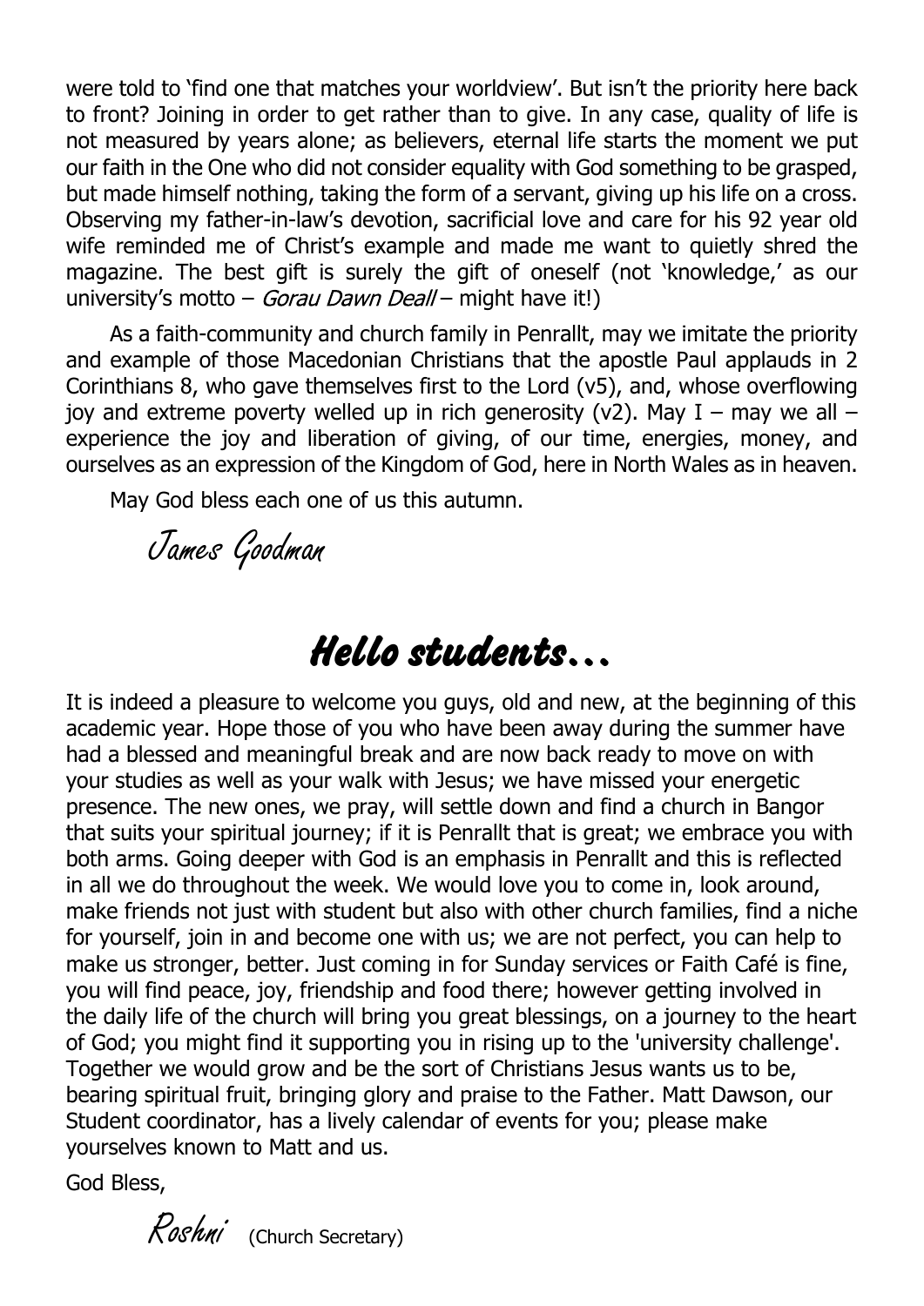were told to 'find one that matches your worldview'. But isn't the priority here back to front? Joining in order to get rather than to give. In any case, quality of life is not measured by years alone; as believers, eternal life starts the moment we put our faith in the One who did not consider equality with God something to be grasped, but made himself nothing, taking the form of a servant, giving up his life on a cross. Observing my father-in-law's devotion, sacrificial love and care for his 92 year old wife reminded me of Christ's example and made me want to quietly shred the magazine. The best gift is surely the gift of oneself (not 'knowledge,' as our university's motto – *Gorau Dawn Deall* – might have it!)

As a faith-community and church family in Penrallt, may we imitate the priority and example of those Macedonian Christians that the apostle Paul applauds in 2 Corinthians 8, who gave themselves first to the Lord (v5), and, whose overflowing joy and extreme poverty welled up in rich generosity (v2). May I – may we all – experience the joy and liberation of giving, of our time, energies, money, and ourselves as an expression of the Kingdom of God, here in North Wales as in heaven.

May God bless each one of us this autumn.

*James Goodman*

# Hello students…

It is indeed a pleasure to welcome you guys, old and new, at the beginning of this academic year. Hope those of you who have been away during the summer have had a blessed and meaningful break and are now back ready to move on with your studies as well as your walk with Jesus; we have missed your energetic presence. The new ones, we pray, will settle down and find a church in Bangor that suits your spiritual journey; if it is Penrallt that is great; we embrace you with both arms. Going deeper with God is an emphasis in Penrallt and this is reflected in all we do throughout the week. We would love you to come in, look around, make friends not just with student but also with other church families, find a niche for yourself, join in and become one with us; we are not perfect, you can help to make us stronger, better. Just coming in for Sunday services or Faith Café is fine, you will find peace, joy, friendship and food there; however getting involved in the daily life of the church will bring you great blessings, on a journey to the heart of God; you might find it supporting you in rising up to the 'university challenge'. Together we would grow and be the sort of Christians Jesus wants us to be, bearing spiritual fruit, bringing glory and praise to the Father. Matt Dawson, our Student coordinator, has a lively calendar of events for you; please make yourselves known to Matt and us.

God Bless,

*Roshni* (Church Secretary)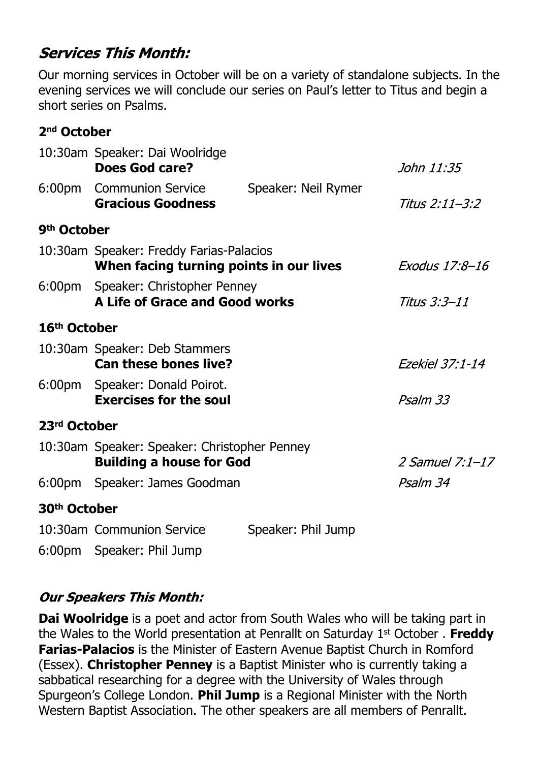## *Services This Month:*

Our morning services in October will be on a variety of standalone subjects. In the evening services we will conclude our series on Paul's letter to Titus and begin a short series on Psalms.

### 2nd October

| | | |
|---|---|---|
| 10:30am | Speaker: Dai Woolridge<br>**Does God care?** | *John 11:35* |
| 6:00pm | Communion Service — Speaker: Neil Rymer<br>**Gracious Goodness** | *Titus 2:11–3:2* |

### 9th October

| | | |
|---|---|---|
| 10:30am | Speaker: Freddy Farias-Palacios<br>**When facing turning points in our lives** | *Exodus 17:8–16* |
| 6:00pm | Speaker: Christopher Penney<br>**A Life of Grace and Good works** | *Titus 3:3–11* |

### 16th October

| | | |
|---|---|---|
| 10:30am | Speaker: Deb Stammers<br>**Can these bones live?** | *Ezekiel 37:1-14* |
| 6:00pm | Speaker: Donald Poirot.<br>**Exercises for the soul** | *Psalm 33* |

### 23rd October

| | | |
|---|---|---|
| 10:30am | Speaker: Speaker: Christopher Penney<br>**Building a house for God** | *2 Samuel 7:1–17* |
| 6:00pm | Speaker: James Goodman | *Psalm 34* |

### 30th October

| | | |
|---|---|---|
| 10:30am | Communion Service — Speaker: Phil Jump | |
| 6:00pm | Speaker: Phil Jump | |

## *Our Speakers This Month:*

**Dai Woolridge** is a poet and actor from South Wales who will be taking part in the Wales to the World presentation at Penrallt on Saturday 1st October . **Freddy Farias-Palacios** is the Minister of Eastern Avenue Baptist Church in Romford (Essex). **Christopher Penney** is a Baptist Minister who is currently taking a sabbatical researching for a degree with the University of Wales through Spurgeon's College London. **Phil Jump** is a Regional Minister with the North Western Baptist Association. The other speakers are all members of Penrallt.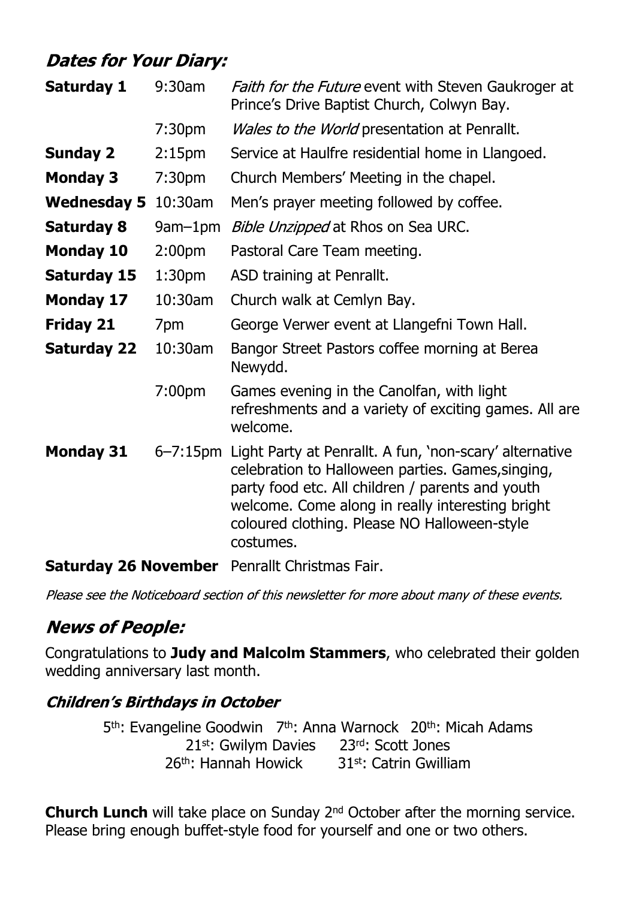## *Dates for Your Diary:*

| | | |
|---|---|---|
| **Saturday 1** | 9:30am | *Faith for the Future* event with Steven Gaukroger at Prince's Drive Baptist Church, Colwyn Bay. |
| | 7:30pm | *Wales to the World* presentation at Penrallt. |
| **Sunday 2** | 2:15pm | Service at Haulfre residential home in Llangoed. |
| **Monday 3** | 7:30pm | Church Members' Meeting in the chapel. |
| **Wednesday 5** | 10:30am | Men's prayer meeting followed by coffee. |
| **Saturday 8** | 9am–1pm | *Bible Unzipped* at Rhos on Sea URC. |
| **Monday 10** | 2:00pm | Pastoral Care Team meeting. |
| **Saturday 15** | 1:30pm | ASD training at Penrallt. |
| **Monday 17** | 10:30am | Church walk at Cemlyn Bay. |
| **Friday 21** | 7pm | George Verwer event at Llangefni Town Hall. |
| **Saturday 22** | 10:30am | Bangor Street Pastors coffee morning at Berea Newydd. |
| | 7:00pm | Games evening in the Canolfan, with light refreshments and a variety of exciting games. All are welcome. |
| **Monday 31** | 6–7:15pm | Light Party at Penrallt. A fun, 'non-scary' alternative celebration to Halloween parties. Games,singing, party food etc. All children / parents and youth welcome. Come along in really interesting bright coloured clothing. Please NO Halloween-style costumes. |

**Saturday 26 November** Penrallt Christmas Fair.

*Please see the Noticeboard section of this newsletter for more about many of these events.*

## *News of People:*

Congratulations to **Judy and Malcolm Stammers**, who celebrated their golden wedding anniversary last month.

### *Children's Birthdays in October*

5th: Evangeline Goodwin   7th: Anna Warnock   20th: Micah Adams
21st: Gwilym Davies   23rd: Scott Jones
26th: Hannah Howick   31st: Catrin Gwilliam

**Church Lunch** will take place on Sunday 2nd October after the morning service. Please bring enough buffet-style food for yourself and one or two others.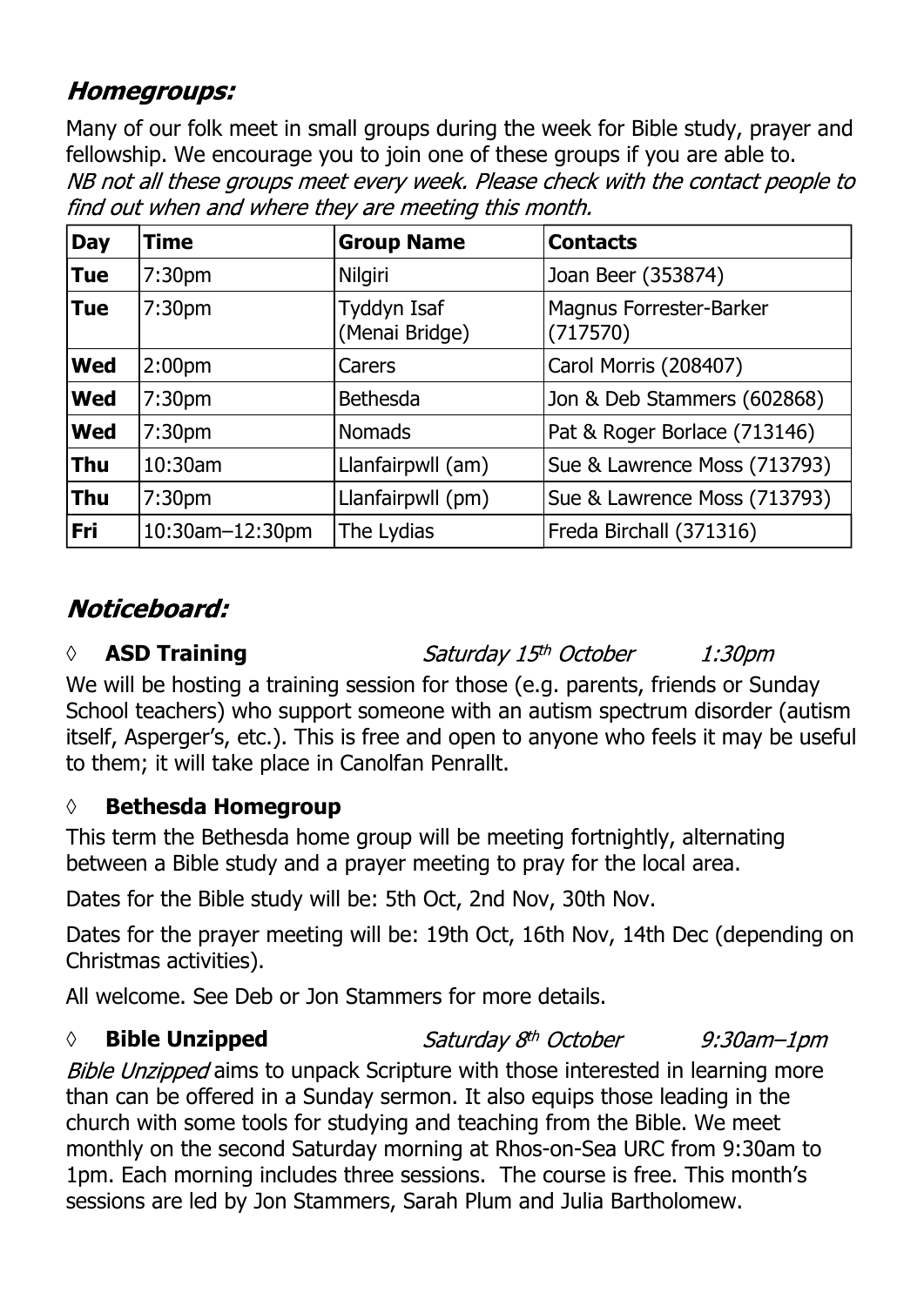## *Homegroups:*

Many of our folk meet in small groups during the week for Bible study, prayer and fellowship. We encourage you to join one of these groups if you are able to.
*NB not all these groups meet every week. Please check with the contact people to find out when and where they are meeting this month.*

| Day | Time | Group Name | Contacts |
|---|---|---|---|
| **Tue** | 7:30pm | Nilgiri | Joan Beer (353874) |
| **Tue** | 7:30pm | Tyddyn Isaf (Menai Bridge) | Magnus Forrester-Barker (717570) |
| **Wed** | 2:00pm | Carers | Carol Morris (208407) |
| **Wed** | 7:30pm | Bethesda | Jon & Deb Stammers (602868) |
| **Wed** | 7:30pm | Nomads | Pat & Roger Borlace (713146) |
| **Thu** | 10:30am | Llanfairpwll (am) | Sue & Lawrence Moss (713793) |
| **Thu** | 7:30pm | Llanfairpwll (pm) | Sue & Lawrence Moss (713793) |
| **Fri** | 10:30am–12:30pm | The Lydias | Freda Birchall (371316) |

## *Noticeboard:*

◊ **ASD Training** *Saturday 15th October* *1:30pm*

We will be hosting a training session for those (e.g. parents, friends or Sunday School teachers) who support someone with an autism spectrum disorder (autism itself, Asperger's, etc.). This is free and open to anyone who feels it may be useful to them; it will take place in Canolfan Penrallt.

◊ **Bethesda Homegroup**

This term the Bethesda home group will be meeting fortnightly, alternating between a Bible study and a prayer meeting to pray for the local area.

Dates for the Bible study will be: 5th Oct, 2nd Nov, 30th Nov.

Dates for the prayer meeting will be: 19th Oct, 16th Nov, 14th Dec (depending on Christmas activities).

All welcome. See Deb or Jon Stammers for more details.

◊ **Bible Unzipped** *Saturday 8th October* *9:30am–1pm*

*Bible Unzipped* aims to unpack Scripture with those interested in learning more than can be offered in a Sunday sermon. It also equips those leading in the church with some tools for studying and teaching from the Bible. We meet monthly on the second Saturday morning at Rhos-on-Sea URC from 9:30am to 1pm. Each morning includes three sessions. The course is free. This month's sessions are led by Jon Stammers, Sarah Plum and Julia Bartholomew.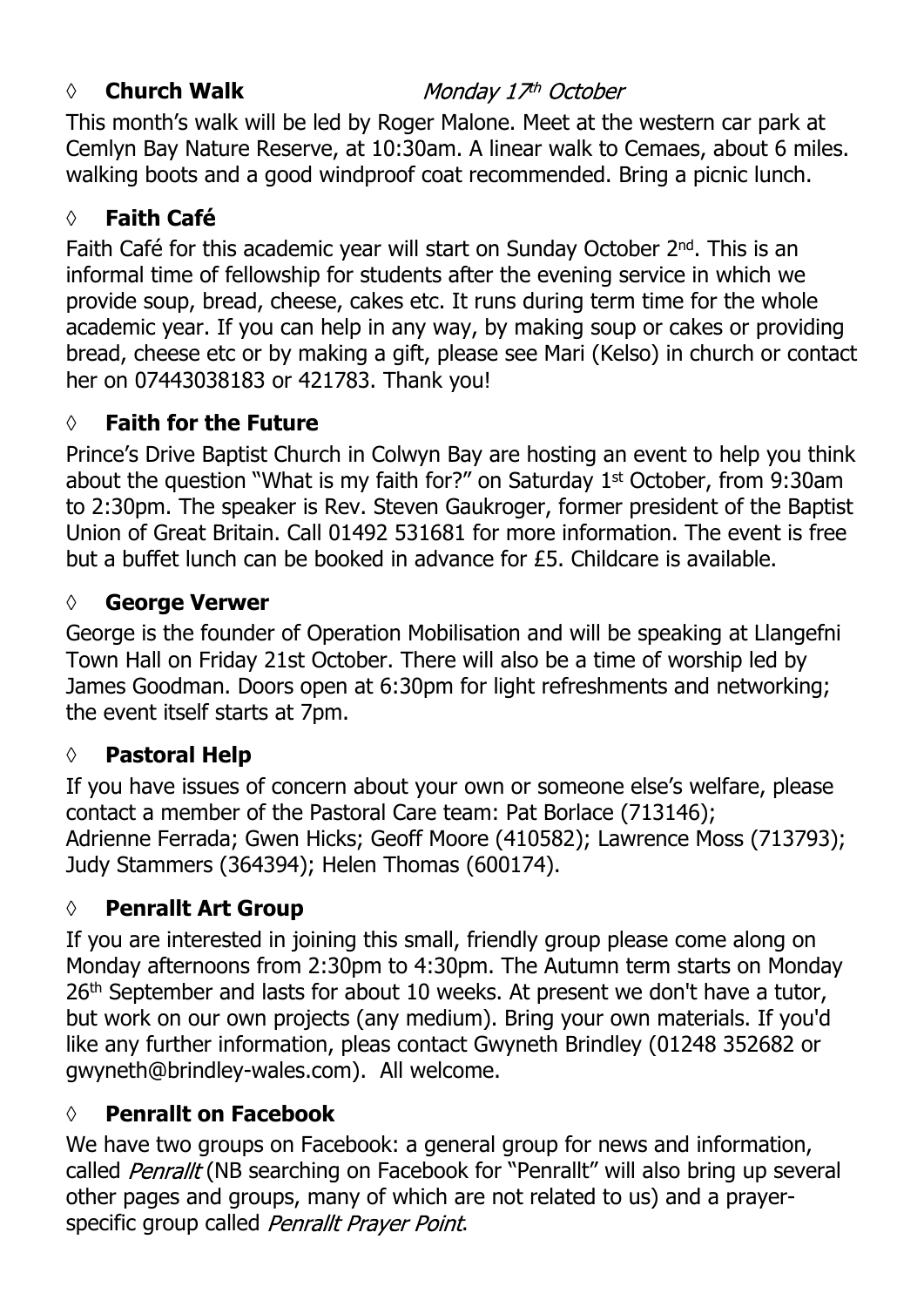## ◊ **Church Walk** *Monday 17th October*

This month's walk will be led by Roger Malone. Meet at the western car park at Cemlyn Bay Nature Reserve, at 10:30am. A linear walk to Cemaes, about 6 miles. walking boots and a good windproof coat recommended. Bring a picnic lunch.

## ◊ **Faith Café**

Faith Café for this academic year will start on Sunday October 2nd. This is an informal time of fellowship for students after the evening service in which we provide soup, bread, cheese, cakes etc. It runs during term time for the whole academic year. If you can help in any way, by making soup or cakes or providing bread, cheese etc or by making a gift, please see Mari (Kelso) in church or contact her on 07443038183 or 421783. Thank you!

## ◊ **Faith for the Future**

Prince's Drive Baptist Church in Colwyn Bay are hosting an event to help you think about the question "What is my faith for?" on Saturday 1st October, from 9:30am to 2:30pm. The speaker is Rev. Steven Gaukroger, former president of the Baptist Union of Great Britain. Call 01492 531681 for more information. The event is free but a buffet lunch can be booked in advance for £5. Childcare is available.

## ◊ **George Verwer**

George is the founder of Operation Mobilisation and will be speaking at Llangefni Town Hall on Friday 21st October. There will also be a time of worship led by James Goodman. Doors open at 6:30pm for light refreshments and networking; the event itself starts at 7pm.

## ◊ **Pastoral Help**

If you have issues of concern about your own or someone else's welfare, please contact a member of the Pastoral Care team: Pat Borlace (713146); Adrienne Ferrada; Gwen Hicks; Geoff Moore (410582); Lawrence Moss (713793); Judy Stammers (364394); Helen Thomas (600174).

## ◊ **Penrallt Art Group**

If you are interested in joining this small, friendly group please come along on Monday afternoons from 2:30pm to 4:30pm. The Autumn term starts on Monday 26th September and lasts for about 10 weeks. At present we don't have a tutor, but work on our own projects (any medium). Bring your own materials. If you'd like any further information, pleas contact Gwyneth Brindley (01248 352682 or gwyneth@brindley-wales.com). All welcome.

## ◊ **Penrallt on Facebook**

We have two groups on Facebook: a general group for news and information, called *Penrallt* (NB searching on Facebook for "Penrallt" will also bring up several other pages and groups, many of which are not related to us) and a prayer-specific group called *Penrallt Prayer Point*.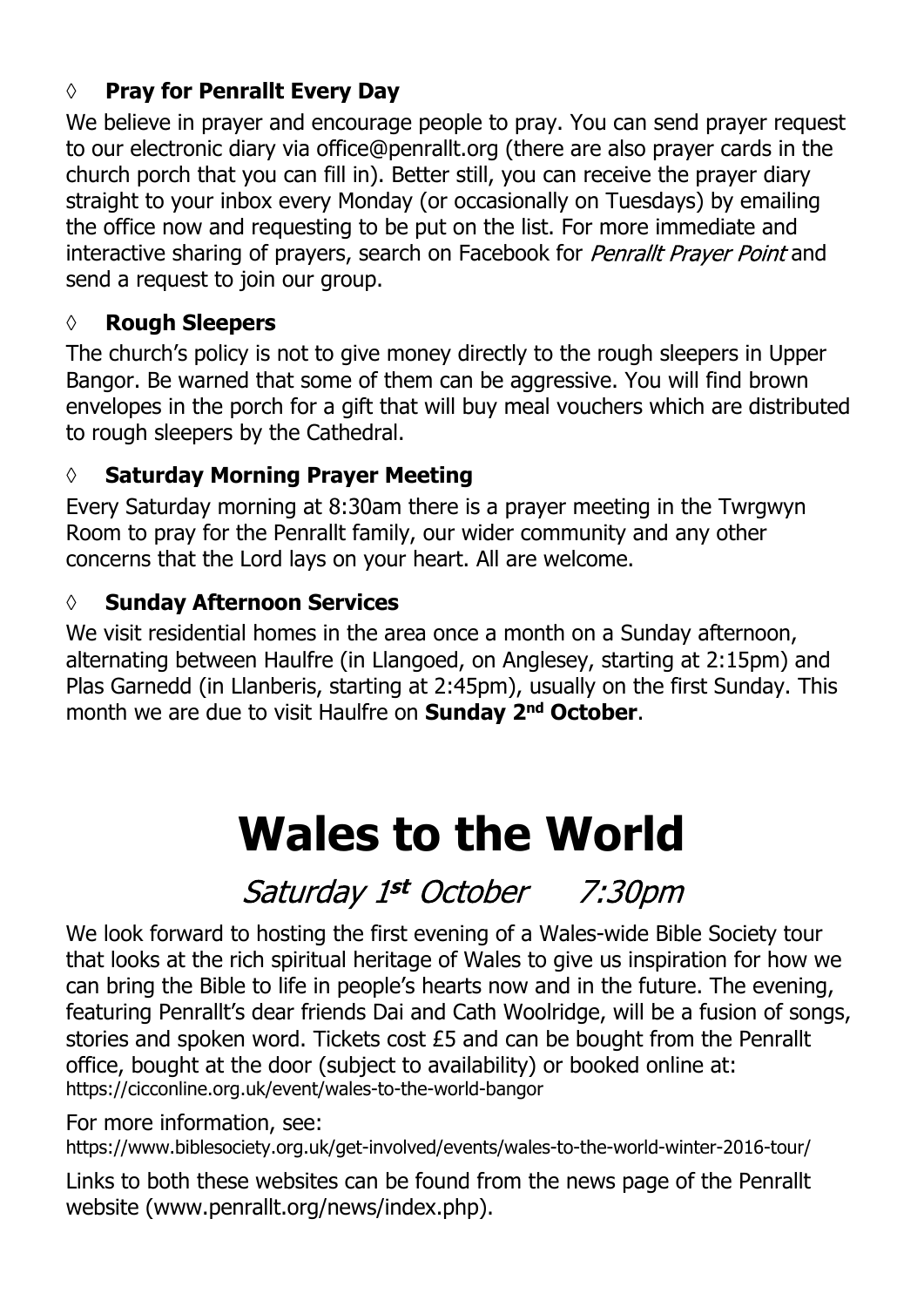### ◊ **Pray for Penrallt Every Day**

We believe in prayer and encourage people to pray. You can send prayer request to our electronic diary via office@penrallt.org (there are also prayer cards in the church porch that you can fill in). Better still, you can receive the prayer diary straight to your inbox every Monday (or occasionally on Tuesdays) by emailing the office now and requesting to be put on the list. For more immediate and interactive sharing of prayers, search on Facebook for *Penrallt Prayer Point* and send a request to join our group.

### ◊ **Rough Sleepers**

The church's policy is not to give money directly to the rough sleepers in Upper Bangor. Be warned that some of them can be aggressive. You will find brown envelopes in the porch for a gift that will buy meal vouchers which are distributed to rough sleepers by the Cathedral.

### ◊ **Saturday Morning Prayer Meeting**

Every Saturday morning at 8:30am there is a prayer meeting in the Twrgwyn Room to pray for the Penrallt family, our wider community and any other concerns that the Lord lays on your heart. All are welcome.

### ◊ **Sunday Afternoon Services**

We visit residential homes in the area once a month on a Sunday afternoon, alternating between Haulfre (in Llangoed, on Anglesey, starting at 2:15pm) and Plas Garnedd (in Llanberis, starting at 2:45pm), usually on the first Sunday. This month we are due to visit Haulfre on **Sunday 2nd October**.

# Wales to the World

*Saturday 1st October 7:30pm*

We look forward to hosting the first evening of a Wales-wide Bible Society tour that looks at the rich spiritual heritage of Wales to give us inspiration for how we can bring the Bible to life in people's hearts now and in the future. The evening, featuring Penrallt's dear friends Dai and Cath Woolridge, will be a fusion of songs, stories and spoken word. Tickets cost £5 and can be bought from the Penrallt office, bought at the door (subject to availability) or booked online at: https://cicconline.org.uk/event/wales-to-the-world-bangor

For more information, see:
https://www.biblesociety.org.uk/get-involved/events/wales-to-the-world-winter-2016-tour/

Links to both these websites can be found from the news page of the Penrallt website (www.penrallt.org/news/index.php).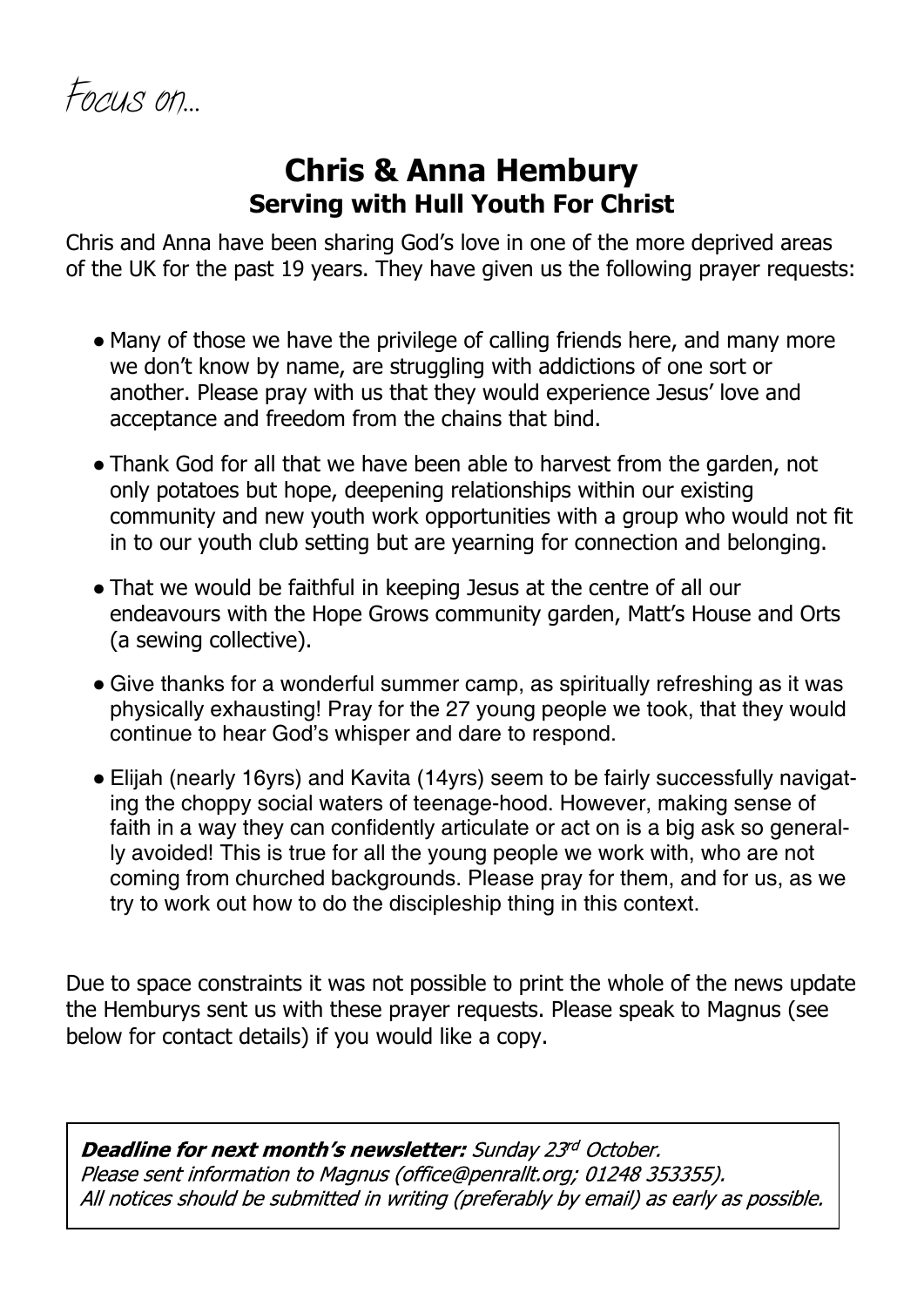*Focus on...*

## Chris & Anna Hembury

### Serving with Hull Youth For Christ

Chris and Anna have been sharing God's love in one of the more deprived areas of the UK for the past 19 years. They have given us the following prayer requests:

- Many of those we have the privilege of calling friends here, and many more we don't know by name, are struggling with addictions of one sort or another. Please pray with us that they would experience Jesus' love and acceptance and freedom from the chains that bind.
- Thank God for all that we have been able to harvest from the garden, not only potatoes but hope, deepening relationships within our existing community and new youth work opportunities with a group who would not fit in to our youth club setting but are yearning for connection and belonging.
- That we would be faithful in keeping Jesus at the centre of all our endeavours with the Hope Grows community garden, Matt's House and Orts (a sewing collective).
- Give thanks for a wonderful summer camp, as spiritually refreshing as it was physically exhausting! Pray for the 27 young people we took, that they would continue to hear God's whisper and dare to respond.
- Elijah (nearly 16yrs) and Kavita (14yrs) seem to be fairly successfully navigating the choppy social waters of teenage-hood. However, making sense of faith in a way they can confidently articulate or act on is a big ask so generally avoided! This is true for all the young people we work with, who are not coming from churched backgrounds. Please pray for them, and for us, as we try to work out how to do the discipleship thing in this context.

Due to space constraints it was not possible to print the whole of the news update the Hemburys sent us with these prayer requests. Please speak to Magnus (see below for contact details) if you would like a copy.

***Deadline for next month's newsletter:*** *Sunday 23rd October.*
*Please sent information to Magnus (office@penrallt.org; 01248 353355).*
*All notices should be submitted in writing (preferably by email) as early as possible.*